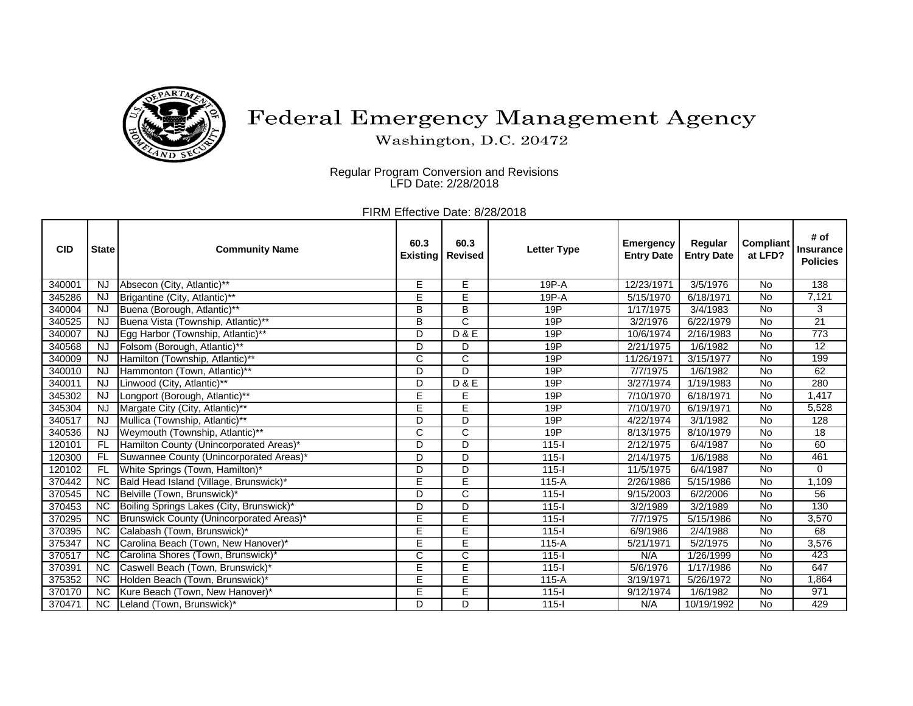# Federal Emergency Management Agency

Washington, D.C. 20472

Regular Program Conversion and Revisions
LFD Date: 2/28/2018

FIRM Effective Date: 8/28/2018

| CID | State | Community Name | 60.3 Existing | 60.3 Revised | Letter Type | Emergency Entry Date | Regular Entry Date | Compliant at LFD? | # of Insurance Policies |
|---|---|---|---|---|---|---|---|---|---|
| 340001 | NJ | Absecon (City, Atlantic)** | E | E | 19P-A | 12/23/1971 | 3/5/1976 | No | 138 |
| 345286 | NJ | Brigantine (City, Atlantic)** | E | E | 19P-A | 5/15/1970 | 6/18/1971 | No | 7,121 |
| 340004 | NJ | Buena (Borough, Atlantic)** | B | B | 19P | 1/17/1975 | 3/4/1983 | No | 3 |
| 340525 | NJ | Buena Vista (Township, Atlantic)** | B | C | 19P | 3/2/1976 | 6/22/1979 | No | 21 |
| 340007 | NJ | Egg Harbor (Township, Atlantic)** | D | D & E | 19P | 10/6/1974 | 2/16/1983 | No | 773 |
| 340568 | NJ | Folsom (Borough, Atlantic)** | D | D | 19P | 2/21/1975 | 1/6/1982 | No | 12 |
| 340009 | NJ | Hamilton (Township, Atlantic)** | C | C | 19P | 11/26/1971 | 3/15/1977 | No | 199 |
| 340010 | NJ | Hammonton (Town, Atlantic)** | D | D | 19P | 7/7/1975 | 1/6/1982 | No | 62 |
| 340011 | NJ | Linwood (City, Atlantic)** | D | D & E | 19P | 3/27/1974 | 1/19/1983 | No | 280 |
| 345302 | NJ | Longport (Borough, Atlantic)** | E | E | 19P | 7/10/1970 | 6/18/1971 | No | 1,417 |
| 345304 | NJ | Margate City (City, Atlantic)** | E | E | 19P | 7/10/1970 | 6/19/1971 | No | 5,528 |
| 340517 | NJ | Mullica (Township, Atlantic)** | D | D | 19P | 4/22/1974 | 3/1/1982 | No | 128 |
| 340536 | NJ | Weymouth (Township, Atlantic)** | C | C | 19P | 8/13/1975 | 8/10/1979 | No | 18 |
| 120101 | FL | Hamilton County (Unincorporated Areas)* | D | D | 115-I | 2/12/1975 | 6/4/1987 | No | 60 |
| 120300 | FL | Suwannee County (Unincorporated Areas)* | D | D | 115-I | 2/14/1975 | 1/6/1988 | No | 461 |
| 120102 | FL | White Springs (Town, Hamilton)* | D | D | 115-I | 11/5/1975 | 6/4/1987 | No | 0 |
| 370442 | NC | Bald Head Island (Village, Brunswick)* | E | E | 115-A | 2/26/1986 | 5/15/1986 | No | 1,109 |
| 370545 | NC | Belville (Town, Brunswick)* | D | C | 115-I | 9/15/2003 | 6/2/2006 | No | 56 |
| 370453 | NC | Boiling Springs Lakes (City, Brunswick)* | D | D | 115-I | 3/2/1989 | 3/2/1989 | No | 130 |
| 370295 | NC | Brunswick County (Unincorporated Areas)* | E | E | 115-I | 7/7/1975 | 5/15/1986 | No | 3,570 |
| 370395 | NC | Calabash (Town, Brunswick)* | E | E | 115-I | 6/9/1986 | 2/4/1988 | No | 68 |
| 375347 | NC | Carolina Beach (Town, New Hanover)* | E | E | 115-A | 5/21/1971 | 5/2/1975 | No | 3,576 |
| 370517 | NC | Carolina Shores (Town, Brunswick)* | C | C | 115-I | N/A | 1/26/1999 | No | 423 |
| 370391 | NC | Caswell Beach (Town, Brunswick)* | E | E | 115-I | 5/6/1976 | 1/17/1986 | No | 647 |
| 375352 | NC | Holden Beach (Town, Brunswick)* | E | E | 115-A | 3/19/1971 | 5/26/1972 | No | 1,864 |
| 370170 | NC | Kure Beach (Town, New Hanover)* | E | E | 115-I | 9/12/1974 | 1/6/1982 | No | 971 |
| 370471 | NC | Leland (Town, Brunswick)* | D | D | 115-I | N/A | 10/19/1992 | No | 429 |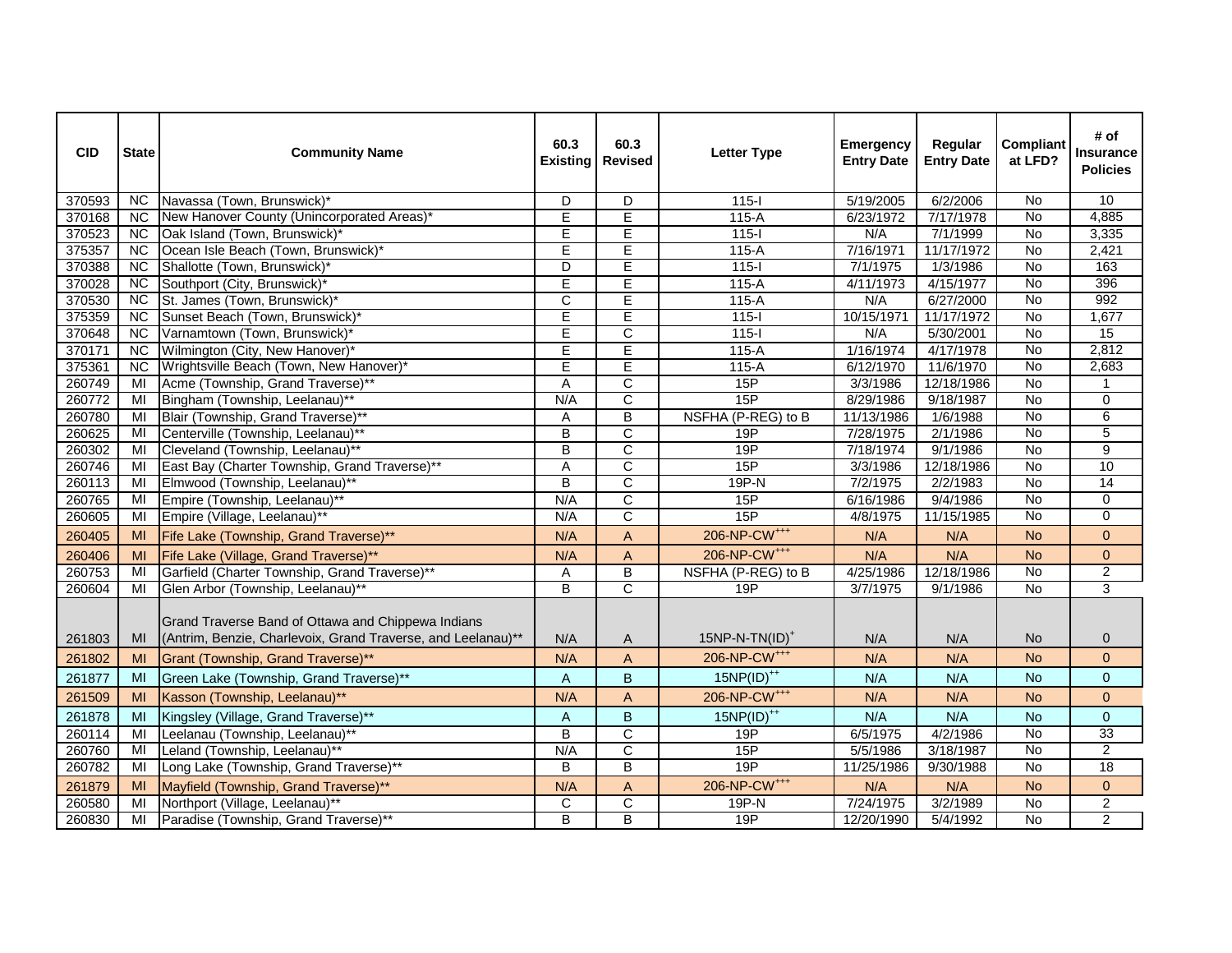| CID | State | Community Name | 60.3 Existing | 60.3 Revised | Letter Type | Emergency Entry Date | Regular Entry Date | Compliant at LFD? | # of Insurance Policies |
|---|---|---|---|---|---|---|---|---|---|
| 370593 | NC | Navassa (Town, Brunswick)* | D | D | 115-I | 5/19/2005 | 6/2/2006 | No | 10 |
| 370168 | NC | New Hanover County (Unincorporated Areas)* | E | E | 115-A | 6/23/1972 | 7/17/1978 | No | 4,885 |
| 370523 | NC | Oak Island (Town, Brunswick)* | E | E | 115-I | N/A | 7/1/1999 | No | 3,335 |
| 375357 | NC | Ocean Isle Beach (Town, Brunswick)* | E | E | 115-A | 7/16/1971 | 11/17/1972 | No | 2,421 |
| 370388 | NC | Shallotte (Town, Brunswick)* | D | E | 115-I | 7/1/1975 | 1/3/1986 | No | 163 |
| 370028 | NC | Southport (City, Brunswick)* | E | E | 115-A | 4/11/1973 | 4/15/1977 | No | 396 |
| 370530 | NC | St. James (Town, Brunswick)* | C | E | 115-A | N/A | 6/27/2000 | No | 992 |
| 375359 | NC | Sunset Beach (Town, Brunswick)* | E | E | 115-I | 10/15/1971 | 11/17/1972 | No | 1,677 |
| 370648 | NC | Varnamtown (Town, Brunswick)* | E | C | 115-I | N/A | 5/30/2001 | No | 15 |
| 370171 | NC | Wilmington (City, New Hanover)* | E | E | 115-A | 1/16/1974 | 4/17/1978 | No | 2,812 |
| 375361 | NC | Wrightsville Beach (Town, New Hanover)* | E | E | 115-A | 6/12/1970 | 11/6/1970 | No | 2,683 |
| 260749 | MI | Acme (Township, Grand Traverse)** | A | C | 15P | 3/3/1986 | 12/18/1986 | No | 1 |
| 260772 | MI | Bingham (Township, Leelanau)** | N/A | C | 15P | 8/29/1986 | 9/18/1987 | No | 0 |
| 260780 | MI | Blair (Township, Grand Traverse)** | A | B | NSFHA (P-REG) to B | 11/13/1986 | 1/6/1988 | No | 6 |
| 260625 | MI | Centerville (Township, Leelanau)** | B | C | 19P | 7/28/1975 | 2/1/1986 | No | 5 |
| 260302 | MI | Cleveland (Township, Leelanau)** | B | C | 19P | 7/18/1974 | 9/1/1986 | No | 9 |
| 260746 | MI | East Bay (Charter Township, Grand Traverse)** | A | C | 15P | 3/3/1986 | 12/18/1986 | No | 10 |
| 260113 | MI | Elmwood (Township, Leelanau)** | B | C | 19P-N | 7/2/1975 | 2/2/1983 | No | 14 |
| 260765 | MI | Empire (Township, Leelanau)** | N/A | C | 15P | 6/16/1986 | 9/4/1986 | No | 0 |
| 260605 | MI | Empire (Village, Leelanau)** | N/A | C | 15P | 4/8/1975 | 11/15/1985 | No | 0 |
| 260405 | MI | Fife Lake (Township, Grand Traverse)** | N/A | A | 206-NP-CW+++ | N/A | N/A | No | 0 |
| 260406 | MI | Fife Lake (Village, Grand Traverse)** | N/A | A | 206-NP-CW+++ | N/A | N/A | No | 0 |
| 260753 | MI | Garfield (Charter Township, Grand Traverse)** | A | B | NSFHA (P-REG) to B | 4/25/1986 | 12/18/1986 | No | 2 |
| 260604 | MI | Glen Arbor (Township, Leelanau)** | B | C | 19P | 3/7/1975 | 9/1/1986 | No | 3 |
| 261803 | MI | Grand Traverse Band of Ottawa and Chippewa Indians (Antrim, Benzie, Charlevoix, Grand Traverse, and Leelanau)** | N/A | A | 15NP-N-TN(ID)+ | N/A | N/A | No | 0 |
| 261802 | MI | Grant (Township, Grand Traverse)** | N/A | A | 206-NP-CW+++ | N/A | N/A | No | 0 |
| 261877 | MI | Green Lake (Township, Grand Traverse)** | A | B | 15NP(ID)++ | N/A | N/A | No | 0 |
| 261509 | MI | Kasson (Township, Leelanau)** | N/A | A | 206-NP-CW+++ | N/A | N/A | No | 0 |
| 261878 | MI | Kingsley (Village, Grand Traverse)** | A | B | 15NP(ID)++ | N/A | N/A | No | 0 |
| 260114 | MI | Leelanau (Township, Leelanau)** | B | C | 19P | 6/5/1975 | 4/2/1986 | No | 33 |
| 260760 | MI | Leland (Township, Leelanau)** | N/A | C | 15P | 5/5/1986 | 3/18/1987 | No | 2 |
| 260782 | MI | Long Lake (Township, Grand Traverse)** | B | B | 19P | 11/25/1986 | 9/30/1988 | No | 18 |
| 261879 | MI | Mayfield (Township, Grand Traverse)** | N/A | A | 206-NP-CW+++ | N/A | N/A | No | 0 |
| 260580 | MI | Northport (Village, Leelanau)** | C | C | 19P-N | 7/24/1975 | 3/2/1989 | No | 2 |
| 260830 | MI | Paradise (Township, Grand Traverse)** | B | B | 19P | 12/20/1990 | 5/4/1992 | No | 2 |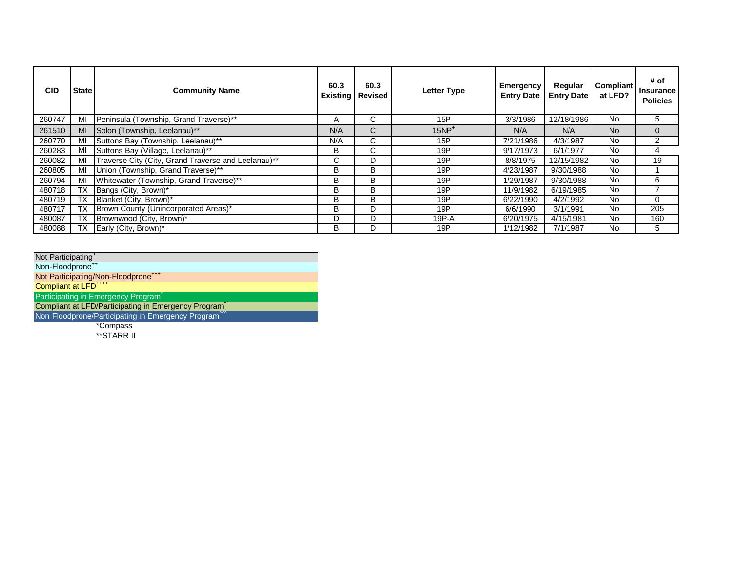| CID | State | Community Name | 60.3 Existing | 60.3 Revised | Letter Type | Emergency Entry Date | Regular Entry Date | Compliant at LFD? | # of Insurance Policies |
|---|---|---|---|---|---|---|---|---|---|
| 260747 | MI | Peninsula (Township, Grand Traverse)** | A | C | 15P | 3/3/1986 | 12/18/1986 | No | 5 |
| 261510 | MI | Solon (Township, Leelanau)** | N/A | C | 15NP+ | N/A | N/A | No | 0 |
| 260770 | MI | Suttons Bay (Township, Leelanau)** | N/A | C | 15P | 7/21/1986 | 4/3/1987 | No | 2 |
| 260283 | MI | Suttons Bay (Village, Leelanau)** | B | C | 19P | 9/17/1973 | 6/1/1977 | No | 4 |
| 260082 | MI | Traverse City (City, Grand Traverse and Leelanau)** | C | D | 19P | 8/8/1975 | 12/15/1982 | No | 19 |
| 260805 | MI | Union (Township, Grand Traverse)** | B | B | 19P | 4/23/1987 | 9/30/1988 | No | 1 |
| 260794 | MI | Whitewater (Township, Grand Traverse)** | B | B | 19P | 1/29/1987 | 9/30/1988 | No | 6 |
| 480718 | TX | Bangs (City, Brown)* | B | B | 19P | 11/9/1982 | 6/19/1985 | No | 7 |
| 480719 | TX | Blanket (City, Brown)* | B | B | 19P | 6/22/1990 | 4/2/1992 | No | 0 |
| 480717 | TX | Brown County (Unincorporated Areas)* | B | D | 19P | 6/6/1990 | 3/1/1991 | No | 205 |
| 480087 | TX | Brownwood (City, Brown)* | D | D | 19P-A | 6/20/1975 | 4/15/1981 | No | 160 |
| 480088 | TX | Early (City, Brown)* | B | D | 19P | 1/12/1982 | 7/1/1987 | No | 5 |

Not Participating+

Non-Floodprone++

Not Participating/Non-Floodprone+++

Compliant at LFD++++

Participating in Emergency Program^

Compliant at LFD/Participating in Emergency Program^^

Non Floodprone/Participating in Emergency Program^^^

*Compass

**STARR II